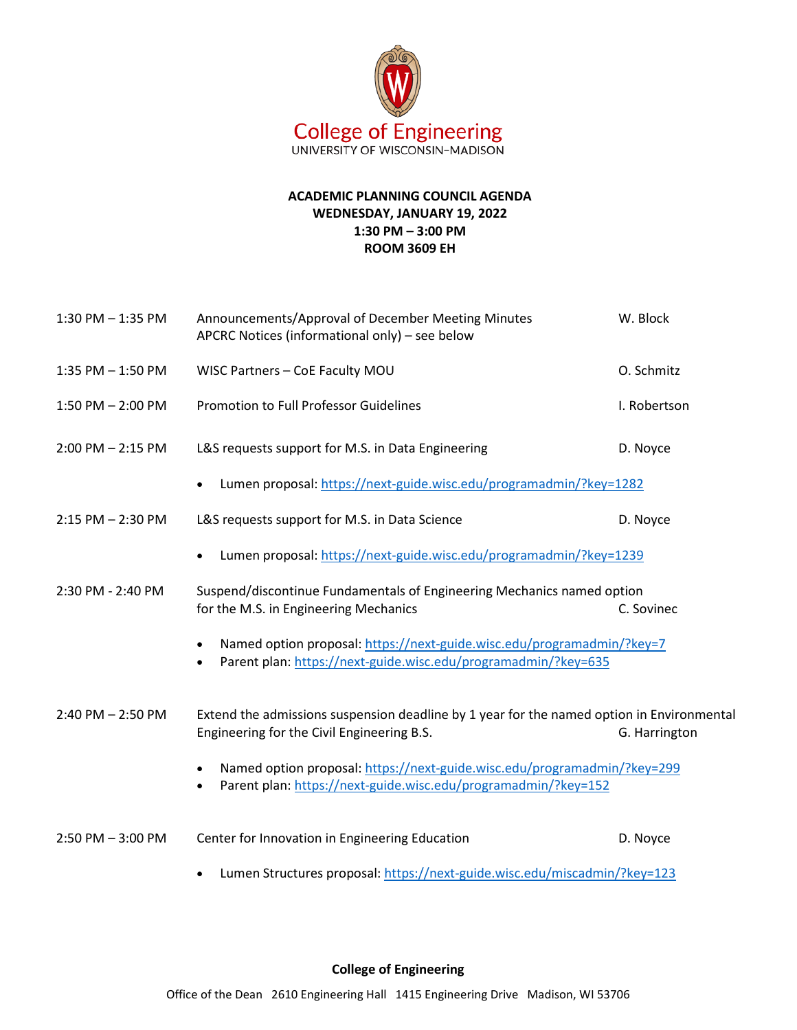College of Engineering
UNIVERSITY OF WISCONSIN–MADISON

# ACADEMIC PLANNING COUNCIL AGENDA
**WEDNESDAY, JANUARY 19, 2022**
**1:30 PM – 3:00 PM**
**ROOM 3609 EH**

| Time | Item | Presenter |
|---|---|---|
| 1:30 PM – 1:35 PM | Announcements/Approval of December Meeting Minutes<br>APCRC Notices (informational only) – see below | W. Block |
| 1:35 PM – 1:50 PM | WISC Partners – CoE Faculty MOU | O. Schmitz |
| 1:50 PM – 2:00 PM | Promotion to Full Professor Guidelines | I. Robertson |
| 2:00 PM – 2:15 PM | L&S requests support for M.S. in Data Engineering<br>• Lumen proposal: https://next-guide.wisc.edu/programadmin/?key=1282 | D. Noyce |
| 2:15 PM – 2:30 PM | L&S requests support for M.S. in Data Science<br>• Lumen proposal: https://next-guide.wisc.edu/programadmin/?key=1239 | D. Noyce |
| 2:30 PM - 2:40 PM | Suspend/discontinue Fundamentals of Engineering Mechanics named option for the M.S. in Engineering Mechanics<br>• Named option proposal: https://next-guide.wisc.edu/programadmin/?key=7<br>• Parent plan: https://next-guide.wisc.edu/programadmin/?key=635 | C. Sovinec |
| 2:40 PM – 2:50 PM | Extend the admissions suspension deadline by 1 year for the named option in Environmental Engineering for the Civil Engineering B.S.<br>• Named option proposal: https://next-guide.wisc.edu/programadmin/?key=299<br>• Parent plan: https://next-guide.wisc.edu/programadmin/?key=152 | G. Harrington |
| 2:50 PM – 3:00 PM | Center for Innovation in Engineering Education<br>• Lumen Structures proposal: https://next-guide.wisc.edu/miscadmin/?key=123 | D. Noyce |

**College of Engineering**
Office of the Dean 2610 Engineering Hall 1415 Engineering Drive Madison, WI 53706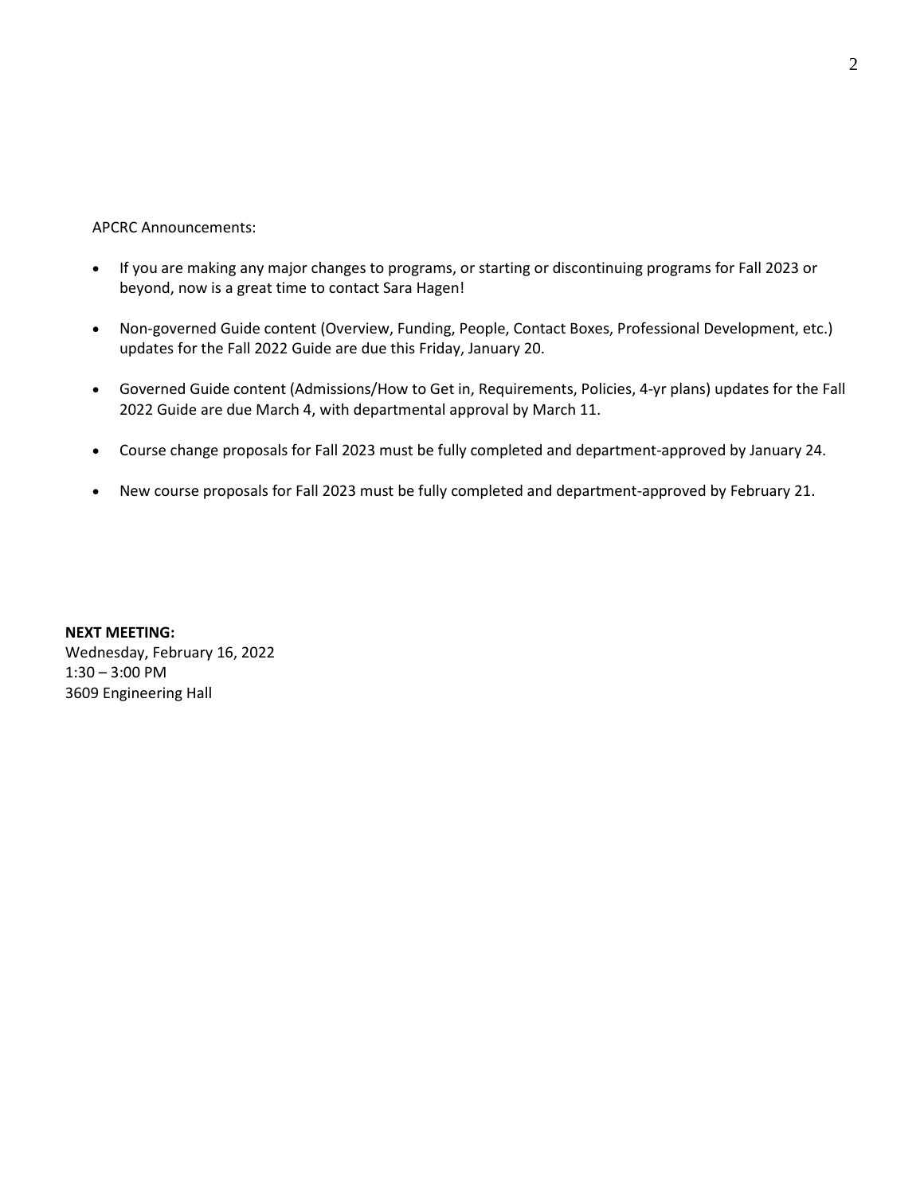APCRC Announcements:

- If you are making any major changes to programs, or starting or discontinuing programs for Fall 2023 or beyond, now is a great time to contact Sara Hagen!
- Non-governed Guide content (Overview, Funding, People, Contact Boxes, Professional Development, etc.) updates for the Fall 2022 Guide are due this Friday, January 20.
- Governed Guide content (Admissions/How to Get in, Requirements, Policies, 4-yr plans) updates for the Fall 2022 Guide are due March 4, with departmental approval by March 11.
- Course change proposals for Fall 2023 must be fully completed and department-approved by January 24.
- New course proposals for Fall 2023 must be fully completed and department-approved by February 21.

**NEXT MEETING:**
Wednesday, February 16, 2022
1:30 – 3:00 PM
3609 Engineering Hall